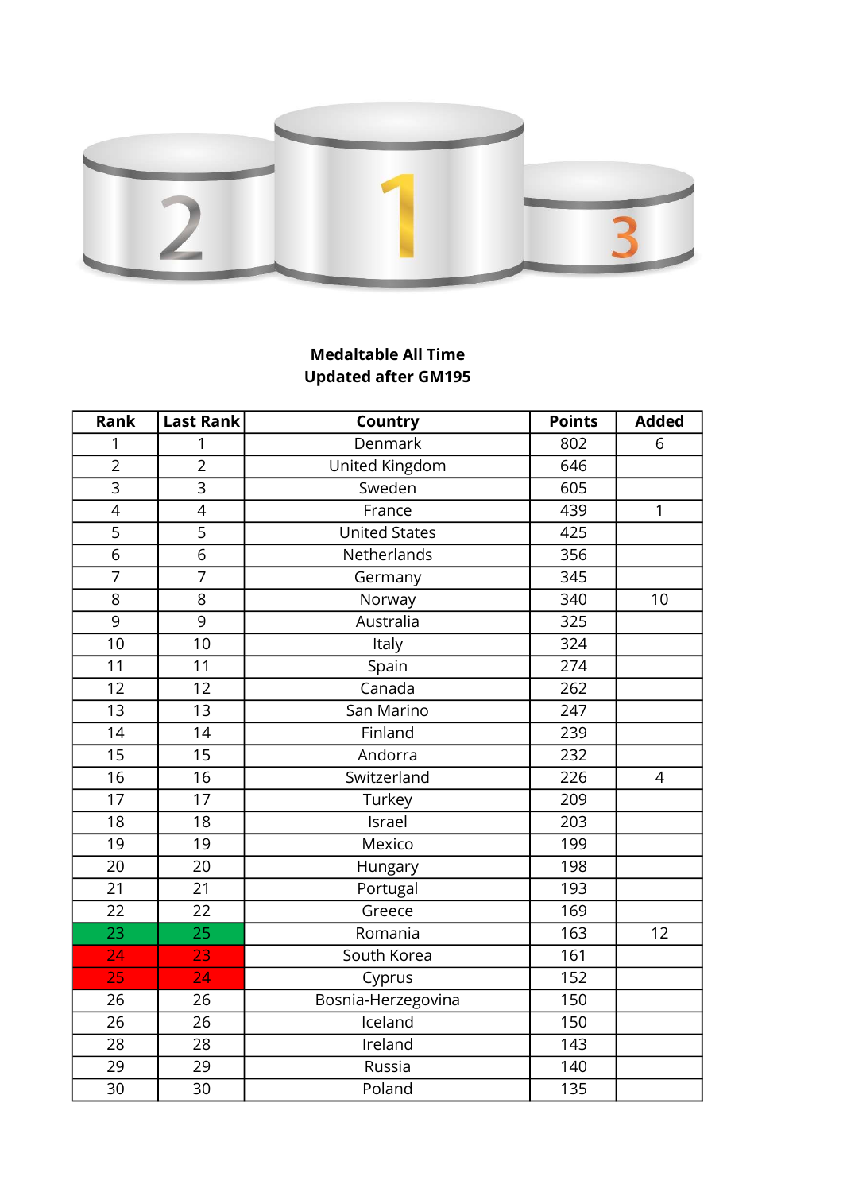**Medaltable All Time**
**Updated after GM195**

| Rank | Last Rank | Country | Points | Added |
|---|---|---|---|---|
| 1 | 1 | Denmark | 802 | 6 |
| 2 | 2 | United Kingdom | 646 | |
| 3 | 3 | Sweden | 605 | |
| 4 | 4 | France | 439 | 1 |
| 5 | 5 | United States | 425 | |
| 6 | 6 | Netherlands | 356 | |
| 7 | 7 | Germany | 345 | |
| 8 | 8 | Norway | 340 | 10 |
| 9 | 9 | Australia | 325 | |
| 10 | 10 | Italy | 324 | |
| 11 | 11 | Spain | 274 | |
| 12 | 12 | Canada | 262 | |
| 13 | 13 | San Marino | 247 | |
| 14 | 14 | Finland | 239 | |
| 15 | 15 | Andorra | 232 | |
| 16 | 16 | Switzerland | 226 | 4 |
| 17 | 17 | Turkey | 209 | |
| 18 | 18 | Israel | 203 | |
| 19 | 19 | Mexico | 199 | |
| 20 | 20 | Hungary | 198 | |
| 21 | 21 | Portugal | 193 | |
| 22 | 22 | Greece | 169 | |
| 23 | 25 | Romania | 163 | 12 |
| 24 | 23 | South Korea | 161 | |
| 25 | 24 | Cyprus | 152 | |
| 26 | 26 | Bosnia-Herzegovina | 150 | |
| 26 | 26 | Iceland | 150 | |
| 28 | 28 | Ireland | 143 | |
| 29 | 29 | Russia | 140 | |
| 30 | 30 | Poland | 135 | |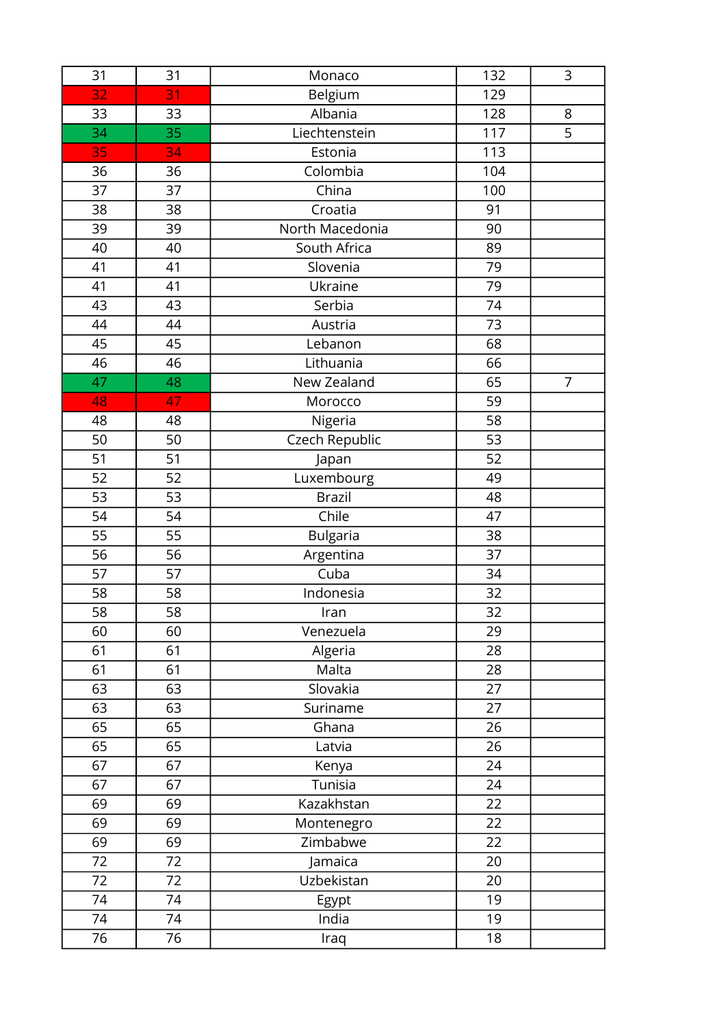| | | | | |
|---|---|---|---|---|
| 31 | 31 | Monaco | 132 | 3 |
| 32 | 31 | Belgium | 129 | |
| 33 | 33 | Albania | 128 | 8 |
| 34 | 35 | Liechtenstein | 117 | 5 |
| 35 | 34 | Estonia | 113 | |
| 36 | 36 | Colombia | 104 | |
| 37 | 37 | China | 100 | |
| 38 | 38 | Croatia | 91 | |
| 39 | 39 | North Macedonia | 90 | |
| 40 | 40 | South Africa | 89 | |
| 41 | 41 | Slovenia | 79 | |
| 41 | 41 | Ukraine | 79 | |
| 43 | 43 | Serbia | 74 | |
| 44 | 44 | Austria | 73 | |
| 45 | 45 | Lebanon | 68 | |
| 46 | 46 | Lithuania | 66 | |
| 47 | 48 | New Zealand | 65 | 7 |
| 48 | 47 | Morocco | 59 | |
| 48 | 48 | Nigeria | 58 | |
| 50 | 50 | Czech Republic | 53 | |
| 51 | 51 | Japan | 52 | |
| 52 | 52 | Luxembourg | 49 | |
| 53 | 53 | Brazil | 48 | |
| 54 | 54 | Chile | 47 | |
| 55 | 55 | Bulgaria | 38 | |
| 56 | 56 | Argentina | 37 | |
| 57 | 57 | Cuba | 34 | |
| 58 | 58 | Indonesia | 32 | |
| 58 | 58 | Iran | 32 | |
| 60 | 60 | Venezuela | 29 | |
| 61 | 61 | Algeria | 28 | |
| 61 | 61 | Malta | 28 | |
| 63 | 63 | Slovakia | 27 | |
| 63 | 63 | Suriname | 27 | |
| 65 | 65 | Ghana | 26 | |
| 65 | 65 | Latvia | 26 | |
| 67 | 67 | Kenya | 24 | |
| 67 | 67 | Tunisia | 24 | |
| 69 | 69 | Kazakhstan | 22 | |
| 69 | 69 | Montenegro | 22 | |
| 69 | 69 | Zimbabwe | 22 | |
| 72 | 72 | Jamaica | 20 | |
| 72 | 72 | Uzbekistan | 20 | |
| 74 | 74 | Egypt | 19 | |
| 74 | 74 | India | 19 | |
| 76 | 76 | Iraq | 18 | |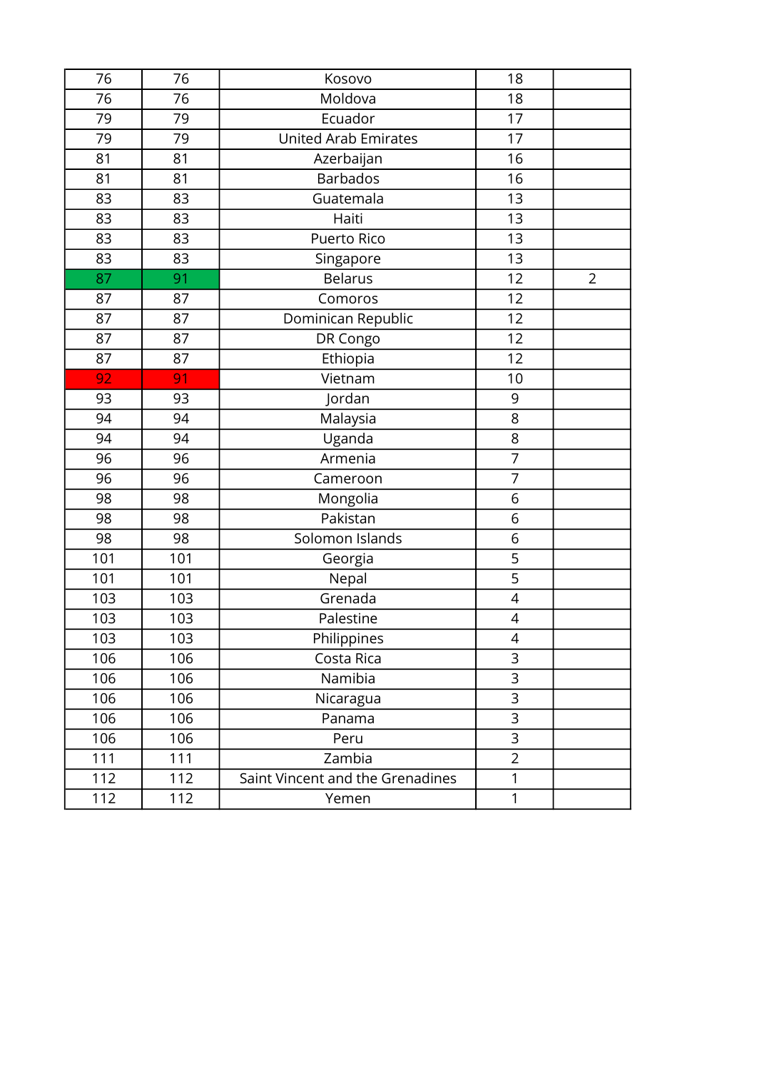| | | | | |
|---|---|---|---|---|
| 76 | 76 | Kosovo | 18 | |
| 76 | 76 | Moldova | 18 | |
| 79 | 79 | Ecuador | 17 | |
| 79 | 79 | United Arab Emirates | 17 | |
| 81 | 81 | Azerbaijan | 16 | |
| 81 | 81 | Barbados | 16 | |
| 83 | 83 | Guatemala | 13 | |
| 83 | 83 | Haiti | 13 | |
| 83 | 83 | Puerto Rico | 13 | |
| 83 | 83 | Singapore | 13 | |
| 87 | 91 | Belarus | 12 | 2 |
| 87 | 87 | Comoros | 12 | |
| 87 | 87 | Dominican Republic | 12 | |
| 87 | 87 | DR Congo | 12 | |
| 87 | 87 | Ethiopia | 12 | |
| 92 | 91 | Vietnam | 10 | |
| 93 | 93 | Jordan | 9 | |
| 94 | 94 | Malaysia | 8 | |
| 94 | 94 | Uganda | 8 | |
| 96 | 96 | Armenia | 7 | |
| 96 | 96 | Cameroon | 7 | |
| 98 | 98 | Mongolia | 6 | |
| 98 | 98 | Pakistan | 6 | |
| 98 | 98 | Solomon Islands | 6 | |
| 101 | 101 | Georgia | 5 | |
| 101 | 101 | Nepal | 5 | |
| 103 | 103 | Grenada | 4 | |
| 103 | 103 | Palestine | 4 | |
| 103 | 103 | Philippines | 4 | |
| 106 | 106 | Costa Rica | 3 | |
| 106 | 106 | Namibia | 3 | |
| 106 | 106 | Nicaragua | 3 | |
| 106 | 106 | Panama | 3 | |
| 106 | 106 | Peru | 3 | |
| 111 | 111 | Zambia | 2 | |
| 112 | 112 | Saint Vincent and the Grenadines | 1 | |
| 112 | 112 | Yemen | 1 | |